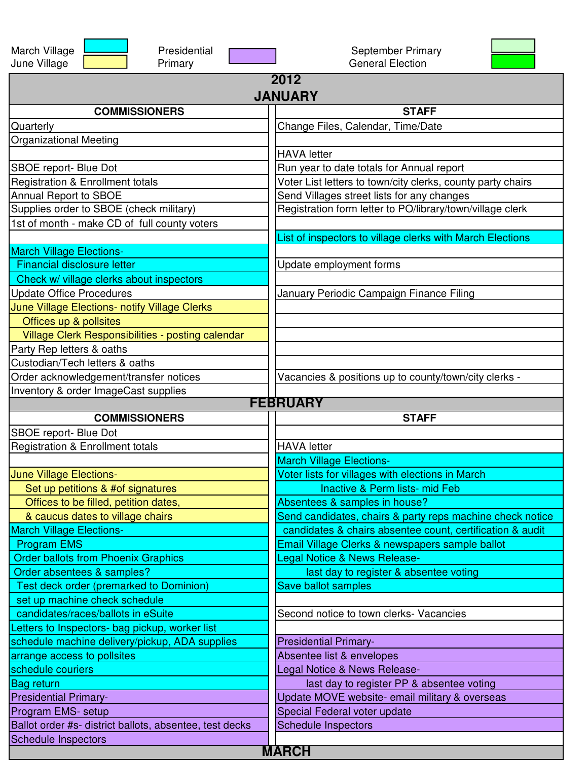March Village / June Village — Presidential Primary — September Primary / General Election

# 2012

## JANUARY

| COMMISSIONERS | STAFF |
|---|---|
| Quarterly | Change Files, Calendar, Time/Date |
| Organizational Meeting | |
| | HAVA letter |
| SBOE report- Blue Dot | Run year to date totals for Annual report |
| Registration & Enrollment totals | Voter List letters to town/city clerks, county party chairs |
| Annual Report to SBOE | Send Villages street lists for any changes |
| Supplies order to SBOE (check military) | Registration form letter to PO/library/town/village clerk |
| 1st of month - make CD of full county voters | |
| | List of inspectors to village clerks with March Elections |
| March Village Elections- | |
| Financial disclosure letter | Update employment forms |
| Check w/ village clerks about inspectors | |
| Update Office Procedures | January Periodic Campaign Finance Filing |
| June Village Elections- notify Village Clerks | |
| Offices up & pollsites | |
| Village Clerk Responsibilities - posting calendar | |
| Party Rep letters & oaths | |
| Custodian/Tech letters & oaths | |
| Order acknowledgement/transfer notices | Vacancies & positions up to county/town/city clerks - |
| Inventory & order ImageCast supplies | |

## FEBRUARY

| COMMISSIONERS | STAFF |
|---|---|
| SBOE report- Blue Dot | |
| Registration & Enrollment totals | HAVA letter |
| | March Village Elections- |
| June Village Elections- | Voter lists for villages with elections in March |
| Set up petitions & #of signatures | Inactive & Perm lists- mid Feb |
| Offices to be filled, petition dates, | Absentees & samples in house? |
| & caucus dates to village chairs | Send candidates, chairs & party reps machine check notice |
| March Village Elections- | candidates & chairs absentee count, certification & audit |
| Program EMS | Email Village Clerks & newspapers sample ballot |
| Order ballots from Phoenix Graphics | Legal Notice & News Release- |
| Order absentees & samples? | last day to register & absentee voting |
| Test deck order (premarked to Dominion) | Save ballot samples |
| set up machine check schedule | |
| candidates/races/ballots in eSuite | Second notice to town clerks- Vacancies |
| Letters to Inspectors- bag pickup, worker list | |
| schedule machine delivery/pickup, ADA supplies | Presidential Primary- |
| arrange access to pollsites | Absentee list & envelopes |
| schedule couriers | Legal Notice & News Release- |
| Bag return | last day to register PP & absentee voting |
| Presidential Primary- | Update MOVE website- email military & overseas |
| Program EMS- setup | Special Federal voter update |
| Ballot order #s- district ballots, absentee, test decks | Schedule Inspectors |
| Schedule Inspectors | |

## MARCH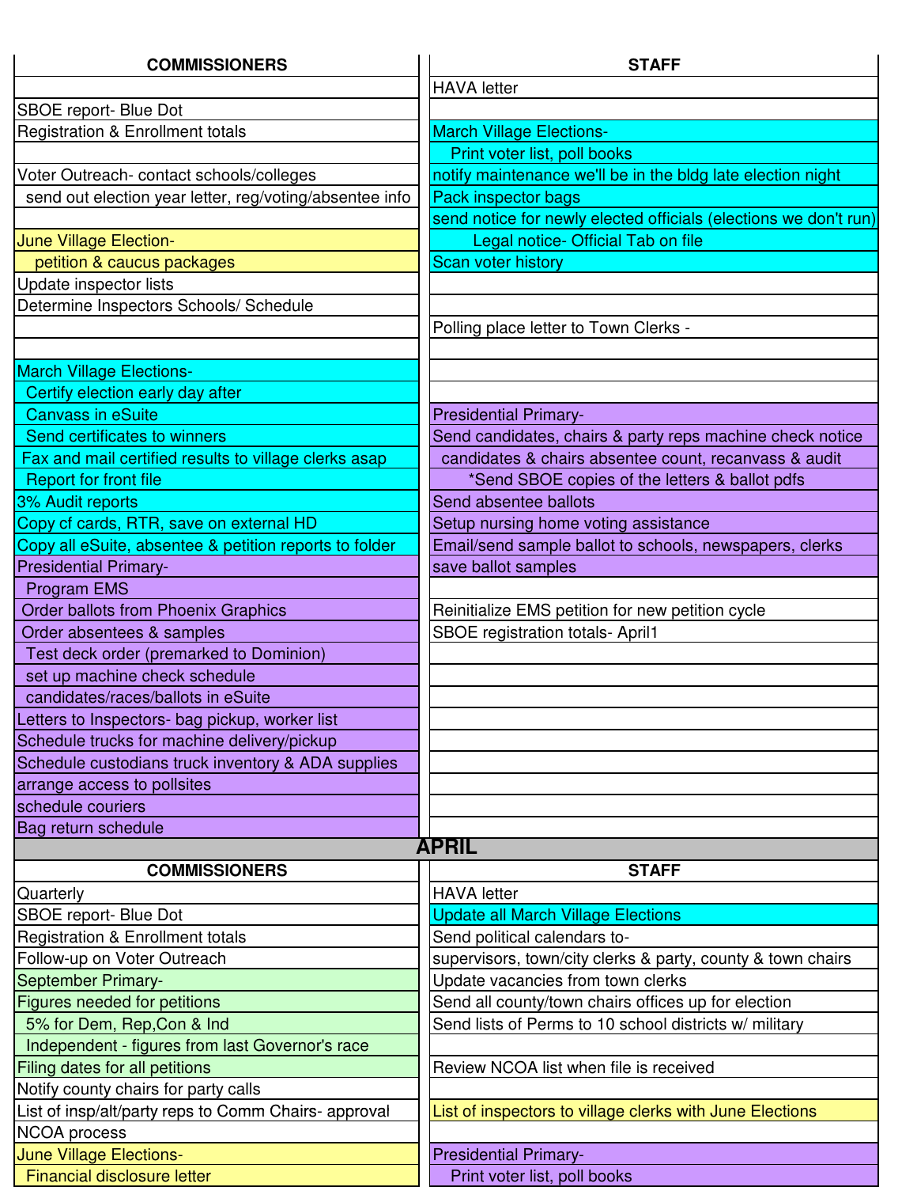| COMMISSIONERS | STAFF |
|---|---|
| | HAVA letter |
| SBOE report- Blue Dot | |
| Registration & Enrollment totals | March Village Elections- |
| | Print voter list, poll books |
| Voter Outreach- contact schools/colleges | notify maintenance we'll be in the bldg late election night |
| send out election year letter, reg/voting/absentee info | Pack inspector bags |
| | send notice for newly elected officials (elections we don't run) |
| June Village Election- | Legal notice- Official Tab on file |
| petition & caucus packages | Scan voter history |
| Update inspector lists | |
| Determine Inspectors Schools/ Schedule | |
| | Polling place letter to Town Clerks - |
| | |
| March Village Elections- | |
| Certify election early day after | |
| Canvass in eSuite | Presidential Primary- |
| Send certificates to winners | Send candidates, chairs & party reps machine check notice |
| Fax and mail certified results to village clerks asap | candidates & chairs absentee count, recanvass & audit |
| Report for front file | *Send SBOE copies of the letters & ballot pdfs |
| 3% Audit reports | Send absentee ballots |
| Copy cf cards, RTR, save on external HD | Setup nursing home voting assistance |
| Copy all eSuite, absentee & petition reports to folder | Email/send sample ballot to schools, newspapers, clerks |
| Presidential Primary- | save ballot samples |
| Program EMS | |
| Order ballots from Phoenix Graphics | Reinitialize EMS petition for new petition cycle |
| Order absentees & samples | SBOE registration totals- April1 |
| Test deck order (premarked to Dominion) | |
| set up machine check schedule | |
| candidates/races/ballots in eSuite | |
| Letters to Inspectors- bag pickup, worker list | |
| Schedule trucks for machine delivery/pickup | |
| Schedule custodians truck inventory & ADA supplies | |
| arrange access to pollsites | |
| schedule couriers | |
| Bag return schedule | |

## APRIL

| COMMISSIONERS | STAFF |
|---|---|
| Quarterly | HAVA letter |
| SBOE report- Blue Dot | Update all March Village Elections |
| Registration & Enrollment totals | Send political calendars to- |
| Follow-up on Voter Outreach | supervisors, town/city clerks & party, county & town chairs |
| September Primary- | Update vacancies from town clerks |
| Figures needed for petitions | Send all county/town chairs offices up for election |
| 5% for Dem, Rep,Con & Ind | Send lists of Perms to 10 school districts w/ military |
| Independent - figures from last Governor's race | |
| Filing dates for all petitions | Review NCOA list when file is received |
| Notify county chairs for party calls | |
| List of insp/alt/party reps to Comm Chairs- approval | List of inspectors to village clerks with June Elections |
| NCOA process | |
| June Village Elections- | Presidential Primary- |
| Financial disclosure letter | Print voter list, poll books |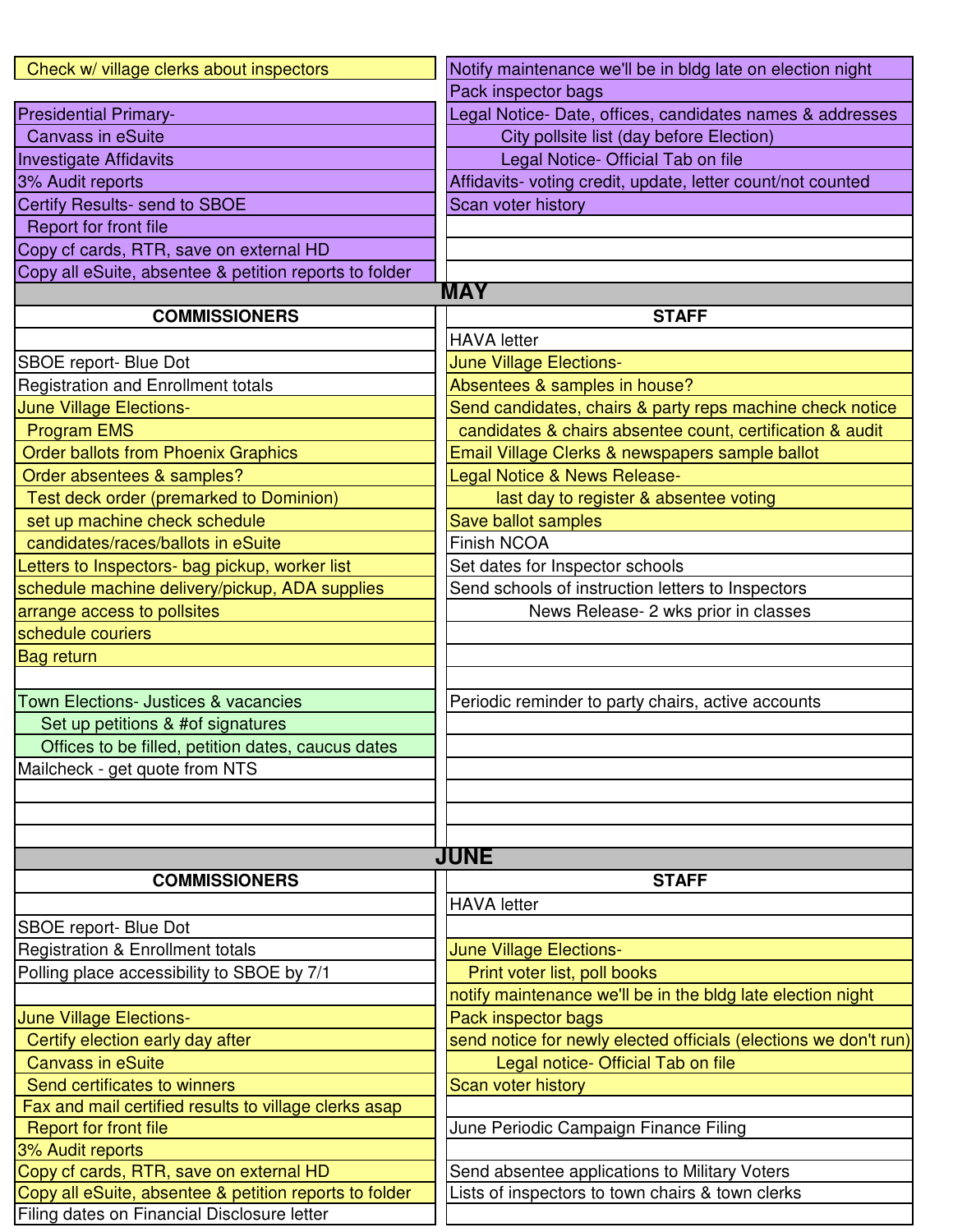| | |
|---|---|
| Check w/ village clerks about inspectors | Notify maintenance we'll be in bldg late on election night |
| | Pack inspector bags |
| Presidential Primary- | Legal Notice- Date, offices, candidates names & addresses |
| Canvass in eSuite | City pollsite list (day before Election) |
| Investigate Affidavits | Legal Notice- Official Tab on file |
| 3% Audit reports | Affidavits- voting credit, update, letter count/not counted |
| Certify Results- send to SBOE | Scan voter history |
| Report for front file | |
| Copy cf cards, RTR, save on external HD | |
| Copy all eSuite, absentee & petition reports to folder | |

## MAY

| COMMISSIONERS | STAFF |
|---|---|
| | HAVA letter |
| SBOE report- Blue Dot | June Village Elections- |
| Registration and Enrollment totals | Absentees & samples in house? |
| June Village Elections- | Send candidates, chairs & party reps machine check notice |
| Program EMS | candidates & chairs absentee count, certification & audit |
| Order ballots from Phoenix Graphics | Email Village Clerks & newspapers sample ballot |
| Order absentees & samples? | Legal Notice & News Release- |
| Test deck order (premarked to Dominion) | last day to register & absentee voting |
| set up machine check schedule | Save ballot samples |
| candidates/races/ballots in eSuite | Finish NCOA |
| Letters to Inspectors- bag pickup, worker list | Set dates for Inspector schools |
| schedule machine delivery/pickup, ADA supplies | Send schools of instruction letters to Inspectors |
| arrange access to pollsites | News Release- 2 wks prior in classes |
| schedule couriers | |
| Bag return | |
| | |
| Town Elections- Justices & vacancies | Periodic reminder to party chairs, active accounts |
| Set up petitions & #of signatures | |
| Offices to be filled, petition dates, caucus dates | |
| Mailcheck - get quote from NTS | |

## JUNE

| COMMISSIONERS | STAFF |
|---|---|
| | HAVA letter |
| SBOE report- Blue Dot | |
| Registration & Enrollment totals | June Village Elections- |
| Polling place accessibility to SBOE by 7/1 | Print voter list, poll books |
| | notify maintenance we'll be in the bldg late election night |
| June Village Elections- | Pack inspector bags |
| Certify election early day after | send notice for newly elected officials (elections we don't run) |
| Canvass in eSuite | Legal notice- Official Tab on file |
| Send certificates to winners | Scan voter history |
| Fax and mail certified results to village clerks asap | |
| Report for front file | June Periodic Campaign Finance Filing |
| 3% Audit reports | |
| Copy cf cards, RTR, save on external HD | Send absentee applications to Military Voters |
| Copy all eSuite, absentee & petition reports to folder | Lists of inspectors to town chairs & town clerks |
| Filing dates on Financial Disclosure letter | |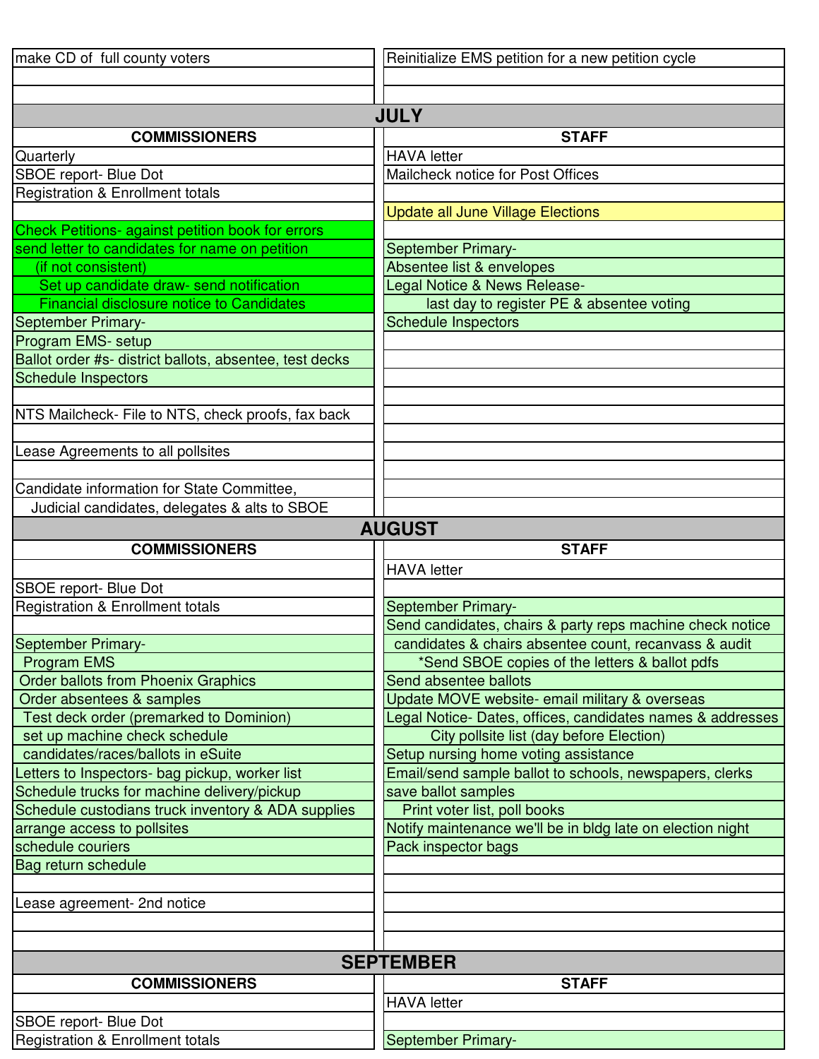| | |
|---|---|
| make CD of full county voters | Reinitialize EMS petition for a new petition cycle |
| | |
| | |

## JULY

| COMMISSIONERS | STAFF |
|---|---|
| Quarterly | HAVA letter |
| SBOE report- Blue Dot | Mailcheck notice for Post Offices |
| Registration & Enrollment totals | |
| | Update all June Village Elections |
| Check Petitions- against petition book for errors | |
| send letter to candidates for name on petition | September Primary- |
| (if not consistent) | Absentee list & envelopes |
| Set up candidate draw- send notification | Legal Notice & News Release- |
| Financial disclosure notice to Candidates | last day to register PE & absentee voting |
| September Primary- | Schedule Inspectors |
| Program EMS- setup | |
| Ballot order #s- district ballots, absentee, test decks | |
| Schedule Inspectors | |
| | |
| NTS Mailcheck- File to NTS, check proofs, fax back | |
| | |
| Lease Agreements to all pollsites | |
| | |
| Candidate information for State Committee, | |
| Judicial candidates, delegates & alts to SBOE | |

## AUGUST

| COMMISSIONERS | STAFF |
|---|---|
| | HAVA letter |
| SBOE report- Blue Dot | |
| Registration & Enrollment totals | September Primary- |
| | Send candidates, chairs & party reps machine check notice |
| September Primary- | candidates & chairs absentee count, recanvass & audit |
| Program EMS | *Send SBOE copies of the letters & ballot pdfs |
| Order ballots from Phoenix Graphics | Send absentee ballots |
| Order absentees & samples | Update MOVE website- email military & overseas |
| Test deck order (premarked to Dominion) | Legal Notice- Dates, offices, candidates names & addresses |
| set up machine check schedule | City pollsite list (day before Election) |
| candidates/races/ballots in eSuite | Setup nursing home voting assistance |
| Letters to Inspectors- bag pickup, worker list | Email/send sample ballot to schools, newspapers, clerks |
| Schedule trucks for machine delivery/pickup | save ballot samples |
| Schedule custodians truck inventory & ADA supplies | Print voter list, poll books |
| arrange access to pollsites | Notify maintenance we'll be in bldg late on election night |
| schedule couriers | Pack inspector bags |
| Bag return schedule | |
| | |
| Lease agreement- 2nd notice | |
| | |
| | |

## SEPTEMBER

| COMMISSIONERS | STAFF |
|---|---|
| | HAVA letter |
| SBOE report- Blue Dot | |
| Registration & Enrollment totals | September Primary- |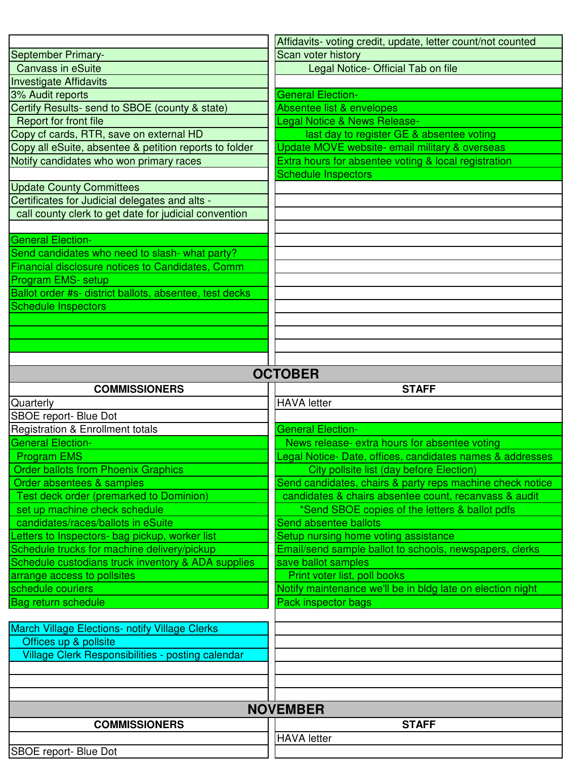| | |
|---|---|
| | Affidavits- voting credit, update, letter count/not counted |
| September Primary- | Scan voter history |
| Canvass in eSuite | Legal Notice- Official Tab on file |
| Investigate Affidavits | |
| 3% Audit reports | General Election- |
| Certify Results- send to SBOE (county & state) | Absentee list & envelopes |
| Report for front file | Legal Notice & News Release- |
| Copy cf cards, RTR, save on external HD | last day to register GE & absentee voting |
| Copy all eSuite, absentee & petition reports to folder | Update MOVE website- email military & overseas |
| Notify candidates who won primary races | Extra hours for absentee voting & local registration |
| | Schedule Inspectors |
| Update County Committees | |
| Certificates for Judicial delegates and alts - | |
| call county clerk to get date for judicial convention | |
| | |
| General Election- | |
| Send candidates who need to slash- what party? | |
| Financial disclosure notices to Candidates, Comm | |
| Program EMS- setup | |
| Ballot order #s- district ballots, absentee, test decks | |
| Schedule Inspectors | |

## OCTOBER

| COMMISSIONERS | STAFF |
|---|---|
| Quarterly | HAVA letter |
| SBOE report- Blue Dot | |
| Registration & Enrollment totals | General Election- |
| General Election- | News release- extra hours for absentee voting |
| Program EMS | Legal Notice- Date, offices, candidates names & addresses |
| Order ballots from Phoenix Graphics | City pollsite list (day before Election) |
| Order absentees & samples | Send candidates, chairs & party reps machine check notice |
| Test deck order (premarked to Dominion) | candidates & chairs absentee count, recanvass & audit |
| set up machine check schedule | *Send SBOE copies of the letters & ballot pdfs |
| candidates/races/ballots in eSuite | Send absentee ballots |
| Letters to Inspectors- bag pickup, worker list | Setup nursing home voting assistance |
| Schedule trucks for machine delivery/pickup | Email/send sample ballot to schools, newspapers, clerks |
| Schedule custodians truck inventory & ADA supplies | save ballot samples |
| arrange access to pollsites | Print voter list, poll books |
| schedule couriers | Notify maintenance we'll be in bldg late on election night |
| Bag return schedule | Pack inspector bags |
| | |
| March Village Elections- notify Village Clerks | |
| Offices up & pollsite | |
| Village Clerk Responsibilities - posting calendar | |

## NOVEMBER

| COMMISSIONERS | STAFF |
|---|---|
| | HAVA letter |
| SBOE report- Blue Dot | |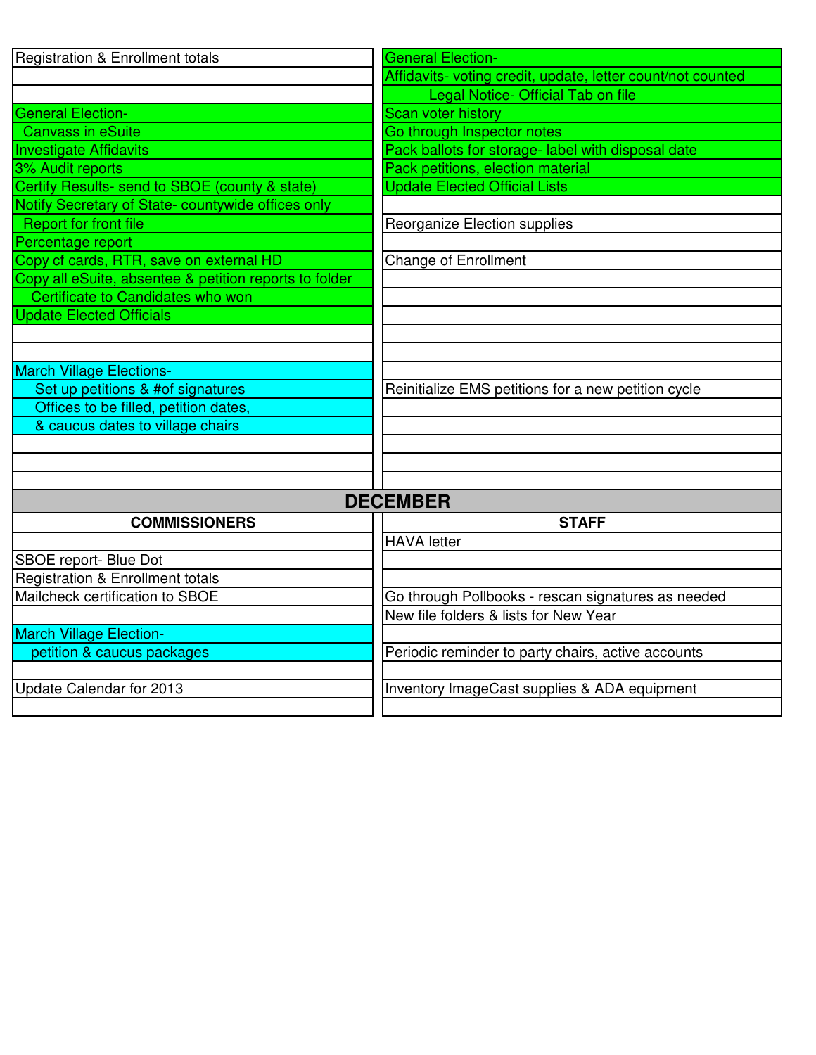| | |
|---|---|
| Registration & Enrollment totals | General Election- |
| | Affidavits- voting credit, update, letter count/not counted |
| | Legal Notice- Official Tab on file |
| General Election- | Scan voter history |
| Canvass in eSuite | Go through Inspector notes |
| Investigate Affidavits | Pack ballots for storage- label with disposal date |
| 3% Audit reports | Pack petitions, election material |
| Certify Results- send to SBOE (county & state) | Update Elected Official Lists |
| Notify Secretary of State- countywide offices only | |
| Report for front file | Reorganize Election supplies |
| Percentage report | |
| Copy cf cards, RTR, save on external HD | Change of Enrollment |
| Copy all eSuite, absentee & petition reports to folder | |
| Certificate to Candidates who won | |
| Update Elected Officials | |
| | |
| | |
| March Village Elections- | |
| Set up petitions & #of signatures | Reinitialize EMS petitions for a new petition cycle |
| Offices to be filled, petition dates, | |
| & caucus dates to village chairs | |
| | |
| | |
| | |

## DECEMBER

| COMMISSIONERS | STAFF |
|---|---|
| | HAVA letter |
| SBOE report- Blue Dot | |
| Registration & Enrollment totals | |
| Mailcheck certification to SBOE | Go through Pollbooks - rescan signatures as needed |
| | New file folders & lists for New Year |
| March Village Election- | |
| petition & caucus packages | Periodic reminder to party chairs, active accounts |
| | |
| Update Calendar for 2013 | Inventory ImageCast supplies & ADA equipment |
| | |